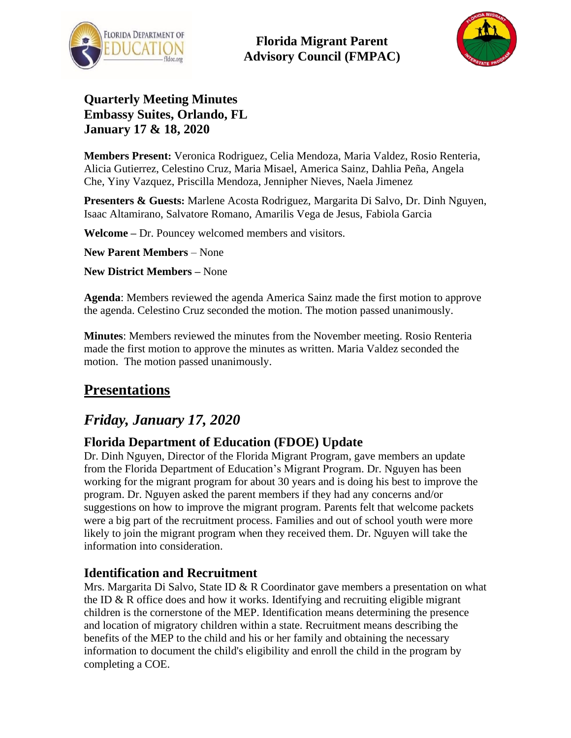# Florida Migrant Parent Advisory Council (FMPAC)

**Quarterly Meeting Minutes**
**Embassy Suites, Orlando, FL**
**January 17 & 18, 2020**

**Members Present:** Veronica Rodriguez, Celia Mendoza, Maria Valdez, Rosio Renteria, Alicia Gutierrez, Celestino Cruz, Maria Misael, America Sainz, Dahlia Peña, Angela Che, Yiny Vazquez, Priscilla Mendoza, Jennipher Nieves, Naela Jimenez

**Presenters & Guests:** Marlene Acosta Rodriguez, Margarita Di Salvo, Dr. Dinh Nguyen, Isaac Altamirano, Salvatore Romano, Amarilis Vega de Jesus, Fabiola Garcia

**Welcome –** Dr. Pouncey welcomed members and visitors.

**New Parent Members** – None

**New District Members –** None

**Agenda**: Members reviewed the agenda America Sainz made the first motion to approve the agenda. Celestino Cruz seconded the motion. The motion passed unanimously.

**Minutes**: Members reviewed the minutes from the November meeting. Rosio Renteria made the first motion to approve the minutes as written. Maria Valdez seconded the motion. The motion passed unanimously.

## Presentations

## *Friday, January 17, 2020*

### Florida Department of Education (FDOE) Update

Dr. Dinh Nguyen, Director of the Florida Migrant Program, gave members an update from the Florida Department of Education's Migrant Program. Dr. Nguyen has been working for the migrant program for about 30 years and is doing his best to improve the program. Dr. Nguyen asked the parent members if they had any concerns and/or suggestions on how to improve the migrant program. Parents felt that welcome packets were a big part of the recruitment process. Families and out of school youth were more likely to join the migrant program when they received them. Dr. Nguyen will take the information into consideration.

### Identification and Recruitment

Mrs. Margarita Di Salvo, State ID & R Coordinator gave members a presentation on what the ID & R office does and how it works. Identifying and recruiting eligible migrant children is the cornerstone of the MEP. Identification means determining the presence and location of migratory children within a state. Recruitment means describing the benefits of the MEP to the child and his or her family and obtaining the necessary information to document the child's eligibility and enroll the child in the program by completing a COE.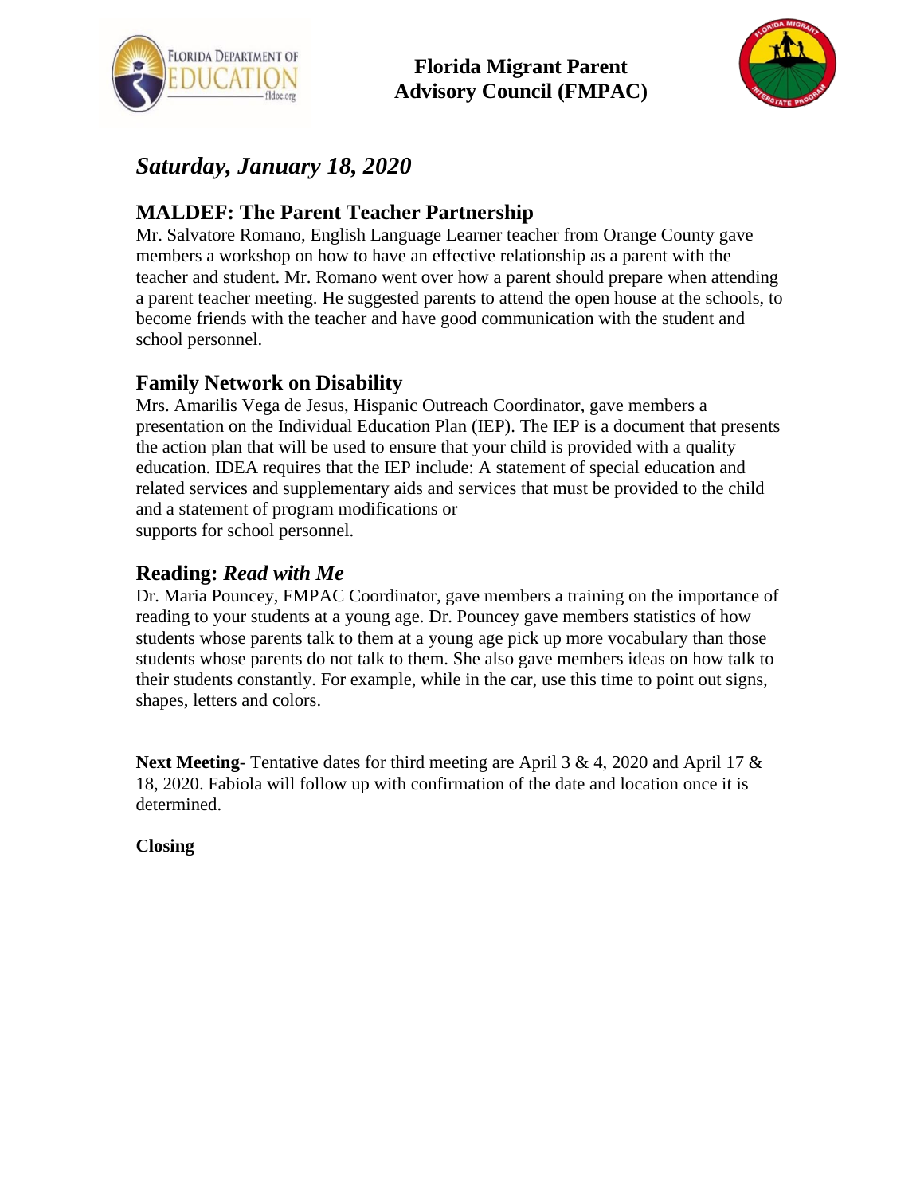**Florida Migrant Parent Advisory Council (FMPAC)**

***Saturday, January 18, 2020***

## MALDEF: The Parent Teacher Partnership

Mr. Salvatore Romano, English Language Learner teacher from Orange County gave members a workshop on how to have an effective relationship as a parent with the teacher and student. Mr. Romano went over how a parent should prepare when attending a parent teacher meeting. He suggested parents to attend the open house at the schools, to become friends with the teacher and have good communication with the student and school personnel.

## Family Network on Disability

Mrs. Amarilis Vega de Jesus, Hispanic Outreach Coordinator, gave members a presentation on the Individual Education Plan (IEP). The IEP is a document that presents the action plan that will be used to ensure that your child is provided with a quality education. IDEA requires that the IEP include: A statement of special education and related services and supplementary aids and services that must be provided to the child and a statement of program modifications or supports for school personnel.

## Reading: *Read with Me*

Dr. Maria Pouncey, FMPAC Coordinator, gave members a training on the importance of reading to your students at a young age. Dr. Pouncey gave members statistics of how students whose parents talk to them at a young age pick up more vocabulary than those students whose parents do not talk to them. She also gave members ideas on how talk to their students constantly. For example, while in the car, use this time to point out signs, shapes, letters and colors.

**Next Meeting**- Tentative dates for third meeting are April 3 & 4, 2020 and April 17 & 18, 2020. Fabiola will follow up with confirmation of the date and location once it is determined.

**Closing**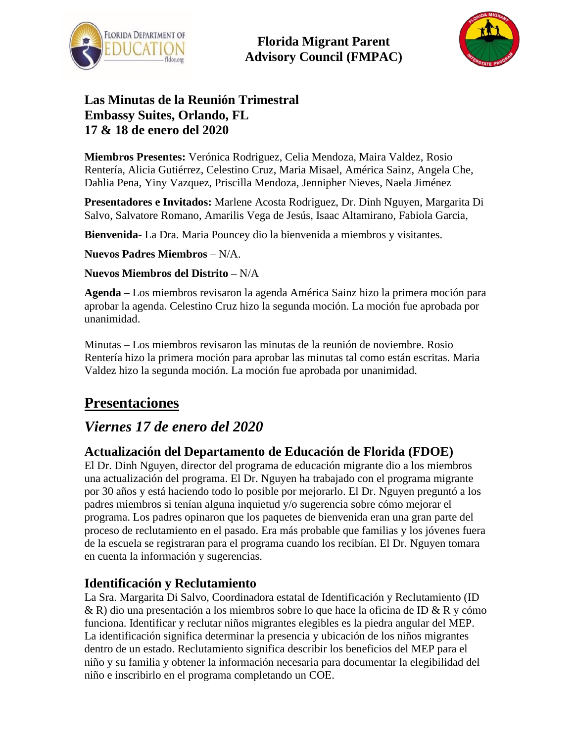**Florida Migrant Parent Advisory Council (FMPAC)**

**Las Minutas de la Reunión Trimestral**
**Embassy Suites, Orlando, FL**
**17 & 18 de enero del 2020**

**Miembros Presentes:** Verónica Rodriguez, Celia Mendoza, Maira Valdez, Rosio Rentería, Alicia Gutiérrez, Celestino Cruz, Maria Misael, América Sainz, Angela Che, Dahlia Pena, Yiny Vazquez, Priscilla Mendoza, Jennipher Nieves, Naela Jiménez

**Presentadores e Invitados:** Marlene Acosta Rodriguez, Dr. Dinh Nguyen, Margarita Di Salvo, Salvatore Romano, Amarilis Vega de Jesús, Isaac Altamirano, Fabiola Garcia,

**Bienvenida-** La Dra. Maria Pouncey dio la bienvenida a miembros y visitantes.

**Nuevos Padres Miembros** – N/A.

**Nuevos Miembros del Distrito –** N/A

**Agenda –** Los miembros revisaron la agenda América Sainz hizo la primera moción para aprobar la agenda. Celestino Cruz hizo la segunda moción. La moción fue aprobada por unanimidad.

Minutas – Los miembros revisaron las minutas de la reunión de noviembre. Rosio Rentería hizo la primera moción para aprobar las minutas tal como están escritas. Maria Valdez hizo la segunda moción. La moción fue aprobada por unanimidad.

## Presentaciones

## *Viernes 17 de enero del 2020*

### Actualización del Departamento de Educación de Florida (FDOE)

El Dr. Dinh Nguyen, director del programa de educación migrante dio a los miembros una actualización del programa. El Dr. Nguyen ha trabajado con el programa migrante por 30 años y está haciendo todo lo posible por mejorarlo. El Dr. Nguyen preguntó a los padres miembros si tenían alguna inquietud y/o sugerencia sobre cómo mejorar el programa. Los padres opinaron que los paquetes de bienvenida eran una gran parte del proceso de reclutamiento en el pasado. Era más probable que familias y los jóvenes fuera de la escuela se registraran para el programa cuando los recibían. El Dr. Nguyen tomara en cuenta la información y sugerencias.

### Identificación y Reclutamiento

La Sra. Margarita Di Salvo, Coordinadora estatal de Identificación y Reclutamiento (ID & R) dio una presentación a los miembros sobre lo que hace la oficina de ID & R y cómo funciona. Identificar y reclutar niños migrantes elegibles es la piedra angular del MEP. La identificación significa determinar la presencia y ubicación de los niños migrantes dentro de un estado. Reclutamiento significa describir los beneficios del MEP para el niño y su familia y obtener la información necesaria para documentar la elegibilidad del niño e inscribirlo en el programa completando un COE.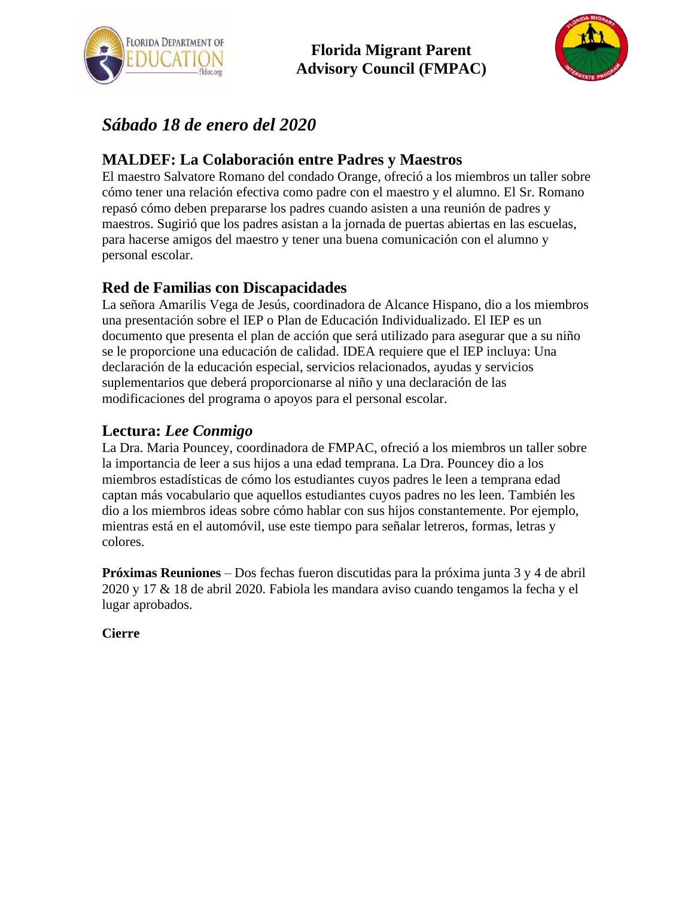**Florida Migrant Parent Advisory Council (FMPAC)**

## *Sábado 18 de enero del 2020*

### MALDEF: La Colaboración entre Padres y Maestros

El maestro Salvatore Romano del condado Orange, ofreció a los miembros un taller sobre cómo tener una relación efectiva como padre con el maestro y el alumno. El Sr. Romano repasó cómo deben prepararse los padres cuando asisten a una reunión de padres y maestros. Sugirió que los padres asistan a la jornada de puertas abiertas en las escuelas, para hacerse amigos del maestro y tener una buena comunicación con el alumno y personal escolar.

### Red de Familias con Discapacidades

La señora Amarilis Vega de Jesús, coordinadora de Alcance Hispano, dio a los miembros una presentación sobre el IEP o Plan de Educación Individualizado. El IEP es un documento que presenta el plan de acción que será utilizado para asegurar que a su niño se le proporcione una educación de calidad. IDEA requiere que el IEP incluya: Una declaración de la educación especial, servicios relacionados, ayudas y servicios suplementarios que deberá proporcionarse al niño y una declaración de las modificaciones del programa o apoyos para el personal escolar.

### Lectura: *Lee Conmigo*

La Dra. Maria Pouncey, coordinadora de FMPAC, ofreció a los miembros un taller sobre la importancia de leer a sus hijos a una edad temprana. La Dra. Pouncey dio a los miembros estadísticas de cómo los estudiantes cuyos padres le leen a temprana edad captan más vocabulario que aquellos estudiantes cuyos padres no les leen. También les dio a los miembros ideas sobre cómo hablar con sus hijos constantemente. Por ejemplo, mientras está en el automóvil, use este tiempo para señalar letreros, formas, letras y colores.

**Próximas Reuniones** – Dos fechas fueron discutidas para la próxima junta 3 y 4 de abril 2020 y 17 & 18 de abril 2020. Fabiola les mandara aviso cuando tengamos la fecha y el lugar aprobados.

**Cierre**